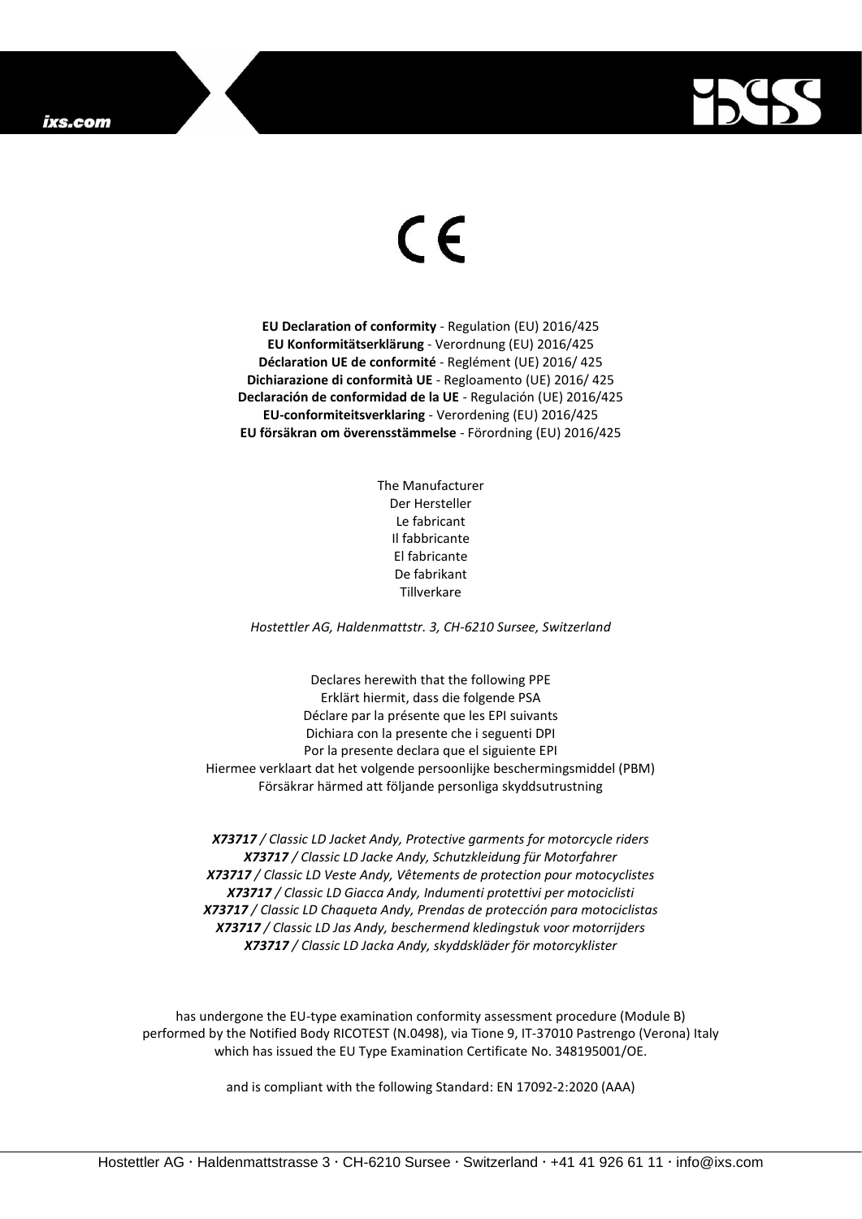CE

**EU Declaration of conformity** - Regulation (EU) 2016/425
**EU Konformitätserklärung** - Verordnung (EU) 2016/425
**Déclaration UE de conformité** - Reglément (UE) 2016/ 425
**Dichiarazione di conformità UE** - Regloamento (UE) 2016/ 425
**Declaración de conformidad de la UE** - Regulación (UE) 2016/425
**EU-conformiteitsverklaring** - Verordening (EU) 2016/425
**EU försäkran om överensstämmelse** - Förordning (EU) 2016/425

The Manufacturer
Der Hersteller
Le fabricant
Il fabbricante
El fabricante
De fabrikant
Tillverkare

*Hostettler AG, Haldenmattstr. 3, CH-6210 Sursee, Switzerland*

Declares herewith that the following PPE
Erklärt hiermit, dass die folgende PSA
Déclare par la présente que les EPI suivants
Dichiara con la presente che i seguenti DPI
Por la presente declara que el siguiente EPI
Hiermee verklaart dat het volgende persoonlijke beschermingsmiddel (PBM)
Försäkrar härmed att följande personliga skyddsutrustning

***X73717** / Classic LD Jacket Andy, Protective garments for motorcycle riders*
***X73717** / Classic LD Jacke Andy, Schutzkleidung für Motorfahrer*
***X73717** / Classic LD Veste Andy, Vêtements de protection pour motocyclistes*
***X73717** / Classic LD Giacca Andy, Indumenti protettivi per motociclisti*
***X73717** / Classic LD Chaqueta Andy, Prendas de protección para motociclistas*
***X73717** / Classic LD Jas Andy, beschermend kledingstuk voor motorrijders*
***X73717** / Classic LD Jacka Andy, skyddskläder för motorcyklister*

has undergone the EU-type examination conformity assessment procedure (Module B) performed by the Notified Body RICOTEST (N.0498), via Tione 9, IT-37010 Pastrengo (Verona) Italy which has issued the EU Type Examination Certificate No. 348195001/OE.

and is compliant with the following Standard: EN 17092-2:2020 (AAA)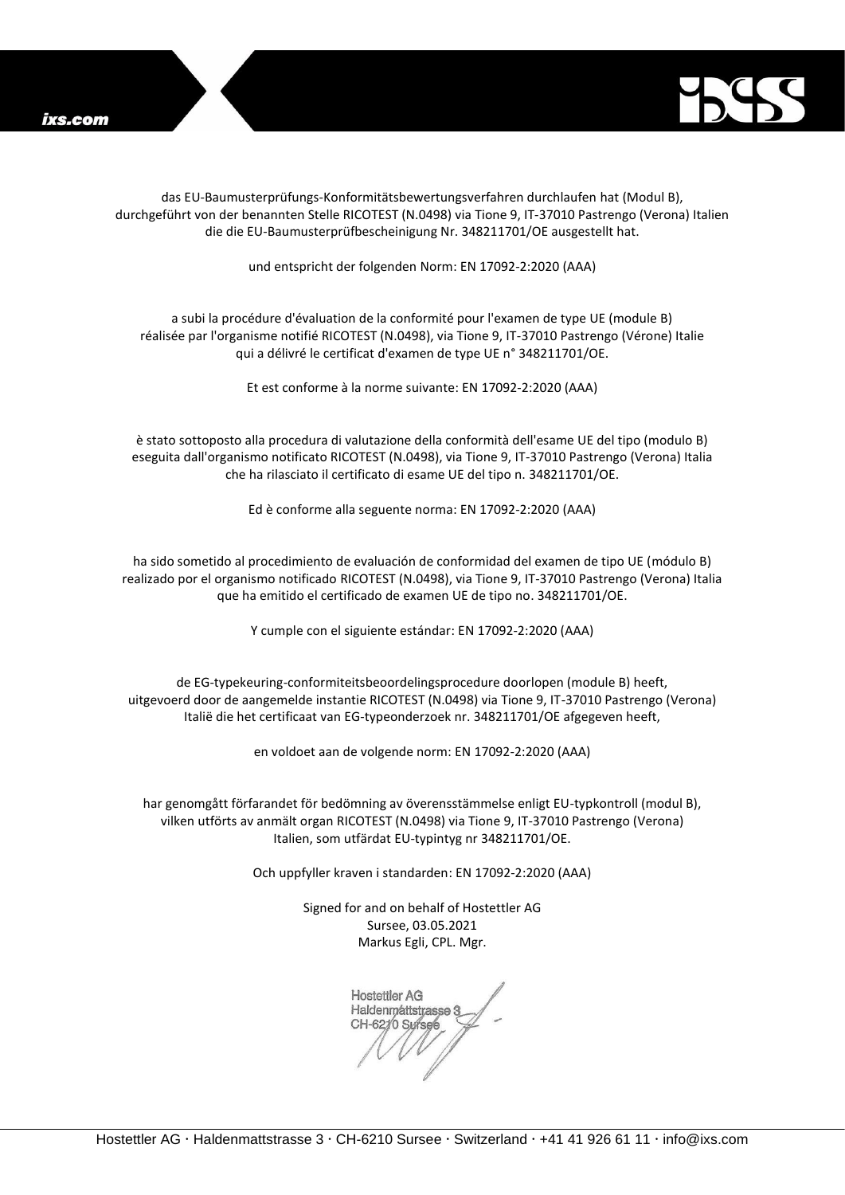das EU-Baumusterprüfungs-Konformitätsbewertungsverfahren durchlaufen hat (Modul B), durchgeführt von der benannten Stelle RICOTEST (N.0498) via Tione 9, IT-37010 Pastrengo (Verona) Italien die die EU-Baumusterprüfbescheinigung Nr. 348211701/OE ausgestellt hat.

und entspricht der folgenden Norm: EN 17092-2:2020 (AAA)

a subi la procédure d'évaluation de la conformité pour l'examen de type UE (module B) réalisée par l'organisme notifié RICOTEST (N.0498), via Tione 9, IT-37010 Pastrengo (Vérone) Italie qui a délivré le certificat d'examen de type UE n° 348211701/OE.

Et est conforme à la norme suivante: EN 17092-2:2020 (AAA)

è stato sottoposto alla procedura di valutazione della conformità dell'esame UE del tipo (modulo B) eseguita dall'organismo notificato RICOTEST (N.0498), via Tione 9, IT-37010 Pastrengo (Verona) Italia che ha rilasciato il certificato di esame UE del tipo n. 348211701/OE.

Ed è conforme alla seguente norma: EN 17092-2:2020 (AAA)

ha sido sometido al procedimiento de evaluación de conformidad del examen de tipo UE (módulo B) realizado por el organismo notificado RICOTEST (N.0498), via Tione 9, IT-37010 Pastrengo (Verona) Italia que ha emitido el certificado de examen UE de tipo no. 348211701/OE.

Y cumple con el siguiente estándar: EN 17092-2:2020 (AAA)

de EG-typekeuring-conformiteitsbeoordelingsprocedure doorlopen (module B) heeft, uitgevoerd door de aangemelde instantie RICOTEST (N.0498) via Tione 9, IT-37010 Pastrengo (Verona) Italië die het certificaat van EG-typeonderzoek nr. 348211701/OE afgegeven heeft,

en voldoet aan de volgende norm: EN 17092-2:2020 (AAA)

har genomgått förfarandet för bedömning av överensstämmelse enligt EU-typkontroll (modul B), vilken utförts av anmält organ RICOTEST (N.0498) via Tione 9, IT-37010 Pastrengo (Verona) Italien, som utfärdat EU-typintyg nr 348211701/OE.

Och uppfyller kraven i standarden: EN 17092-2:2020 (AAA)

Signed for and on behalf of Hostettler AG
Sursee, 03.05.2021
Markus Egli, CPL. Mgr.

Hostettler AG
Haldenmattstrasse 3
CH-6210 Sursee